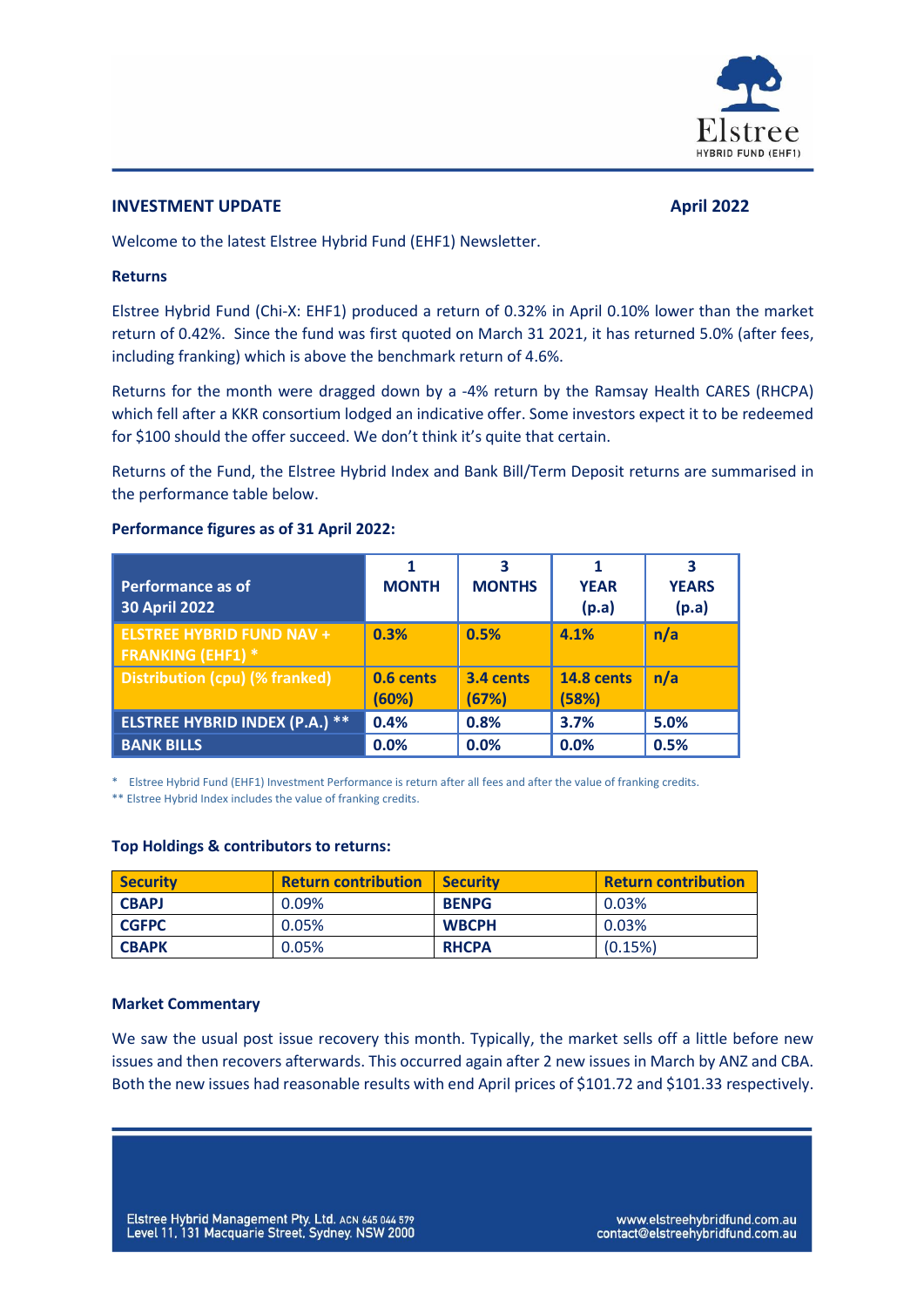Elstree
HYBRID FUND (EHF1)

**INVESTMENT UPDATE** **April 2022**

Welcome to the latest Elstree Hybrid Fund (EHF1) Newsletter.

**Returns**

Elstree Hybrid Fund (Chi-X: EHF1) produced a return of 0.32% in April 0.10% lower than the market return of 0.42%. Since the fund was first quoted on March 31 2021, it has returned 5.0% (after fees, including franking) which is above the benchmark return of 4.6%.

Returns for the month were dragged down by a -4% return by the Ramsay Health CARES (RHCPA) which fell after a KKR consortium lodged an indicative offer. Some investors expect it to be redeemed for $100 should the offer succeed. We don't think it's quite that certain.

Returns of the Fund, the Elstree Hybrid Index and Bank Bill/Term Deposit returns are summarised in the performance table below.

**Performance figures as of 31 April 2022:**

| Performance as of 30 April 2022 | 1 MONTH | 3 MONTHS | 1 YEAR (p.a) | 3 YEARS (p.a) |
|---|---|---|---|---|
| ELSTREE HYBRID FUND NAV + FRANKING (EHF1) * | 0.3% | 0.5% | 4.1% | n/a |
| Distribution (cpu) (% franked) | 0.6 cents (60%) | 3.4 cents (67%) | 14.8 cents (58%) | n/a |
| ELSTREE HYBRID INDEX (P.A.) ** | 0.4% | 0.8% | 3.7% | 5.0% |
| BANK BILLS | 0.0% | 0.0% | 0.0% | 0.5% |

\* Elstree Hybrid Fund (EHF1) Investment Performance is return after all fees and after the value of franking credits.

** Elstree Hybrid Index includes the value of franking credits.

**Top Holdings & contributors to returns:**

| Security | Return contribution | Security | Return contribution |
|---|---|---|---|
| CBAPJ | 0.09% | BENPG | 0.03% |
| CGFPC | 0.05% | WBCPH | 0.03% |
| CBAPK | 0.05% | RHCPA | (0.15%) |

**Market Commentary**

We saw the usual post issue recovery this month. Typically, the market sells off a little before new issues and then recovers afterwards. This occurred again after 2 new issues in March by ANZ and CBA. Both the new issues had reasonable results with end April prices of $101.72 and $101.33 respectively.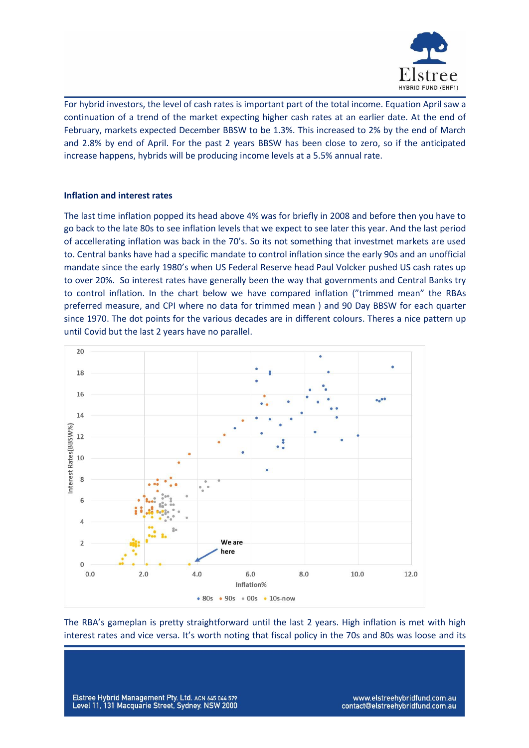For hybrid investors, the level of cash rates is important part of the total income. Equation April saw a continuation of a trend of the market expecting higher cash rates at an earlier date. At the end of February, markets expected December BBSW to be 1.3%. This increased to 2% by the end of March and 2.8% by end of April. For the past 2 years BBSW has been close to zero, so if the anticipated increase happens, hybrids will be producing income levels at a 5.5% annual rate.

**Inflation and interest rates**

The last time inflation popped its head above 4% was for briefly in 2008 and before then you have to go back to the late 80s to see inflation levels that we expect to see later this year. And the last period of accellerating inflation was back in the 70's. So its not something that investmet markets are used to. Central banks have had a specific mandate to control inflation since the early 90s and an unofficial mandate since the early 1980's when US Federal Reserve head Paul Volcker pushed US cash rates up to over 20%. So interest rates have generally been the way that governments and Central Banks try to control inflation. In the chart below we have compared inflation ("trimmed mean" the RBAs preferred measure, and CPI where no data for trimmed mean ) and 90 Day BBSW for each quarter since 1970. The dot points for the various decades are in different colours. Theres a nice pattern up until Covid but the last 2 years have no parallel.

The RBA's gameplan is pretty straightforward until the last 2 years. High inflation is met with high interest rates and vice versa. It's worth noting that fiscal policy in the 70s and 80s was loose and its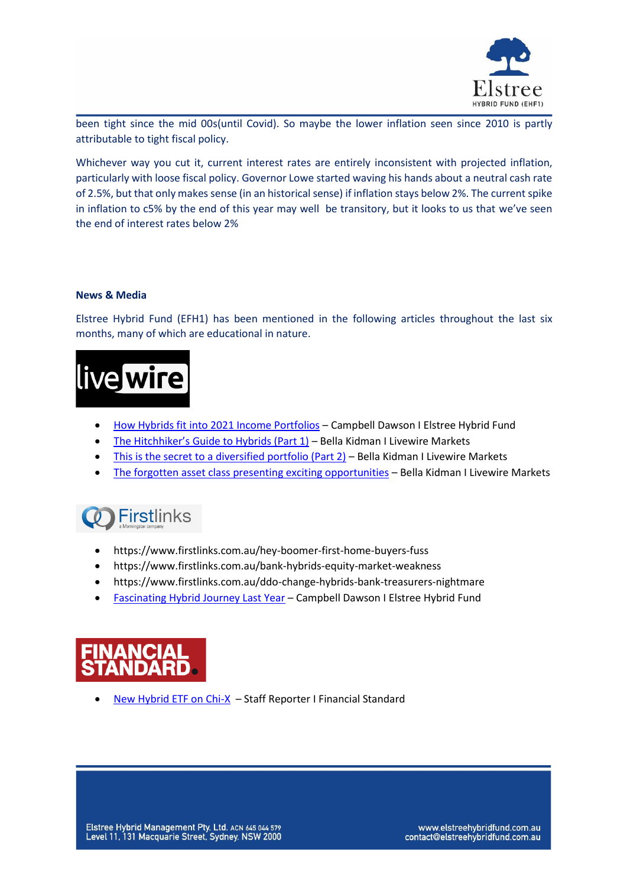been tight since the mid 00s(until Covid). So maybe the lower inflation seen since 2010 is partly attributable to tight fiscal policy.

Whichever way you cut it, current interest rates are entirely inconsistent with projected inflation, particularly with loose fiscal policy. Governor Lowe started waving his hands about a neutral cash rate of 2.5%, but that only makes sense (in an historical sense) if inflation stays below 2%. The current spike in inflation to c5% by the end of this year may well be transitory, but it looks to us that we've seen the end of interest rates below 2%

**News & Media**

Elstree Hybrid Fund (EFH1) has been mentioned in the following articles throughout the last six months, many of which are educational in nature.

livewire

- How Hybrids fit into 2021 Income Portfolios – Campbell Dawson I Elstree Hybrid Fund
- The Hitchhiker's Guide to Hybrids (Part 1) – Bella Kidman I Livewire Markets
- This is the secret to a diversified portfolio (Part 2) – Bella Kidman I Livewire Markets
- The forgotten asset class presenting exciting opportunities – Bella Kidman I Livewire Markets

Firstlinks

- https://www.firstlinks.com.au/hey-boomer-first-home-buyers-fuss
- https://www.firstlinks.com.au/bank-hybrids-equity-market-weakness
- https://www.firstlinks.com.au/ddo-change-hybrids-bank-treasurers-nightmare
- Fascinating Hybrid Journey Last Year – Campbell Dawson I Elstree Hybrid Fund

FINANCIAL STANDARD

- New Hybrid ETF on Chi-X – Staff Reporter I Financial Standard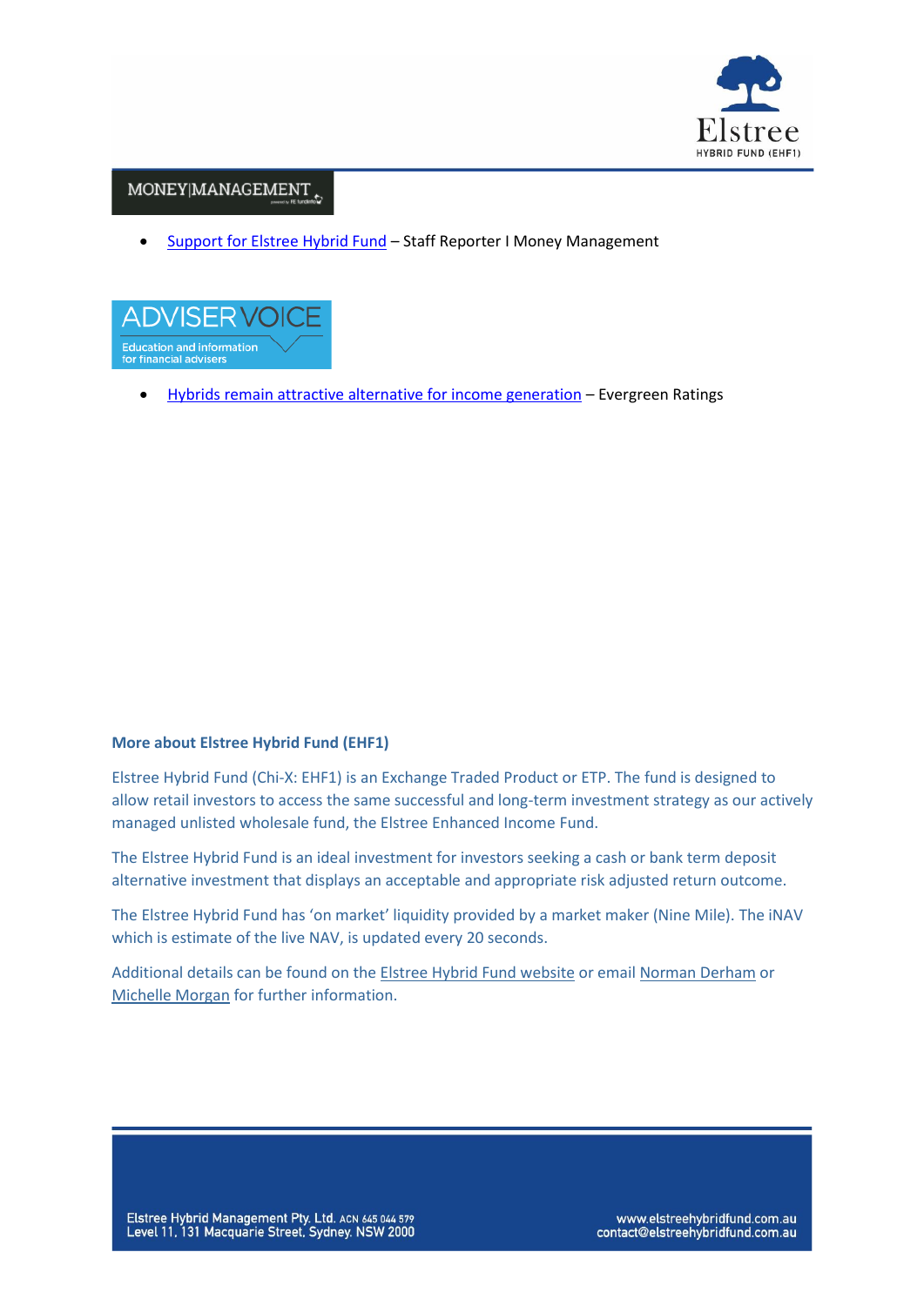MONEY|MANAGEMENT

- Support for Elstree Hybrid Fund – Staff Reporter I Money Management

ADVISER VOICE

Education and information for financial advisers

- Hybrids remain attractive alternative for income generation – Evergreen Ratings

**More about Elstree Hybrid Fund (EHF1)**

Elstree Hybrid Fund (Chi-X: EHF1) is an Exchange Traded Product or ETP. The fund is designed to allow retail investors to access the same successful and long-term investment strategy as our actively managed unlisted wholesale fund, the Elstree Enhanced Income Fund.

The Elstree Hybrid Fund is an ideal investment for investors seeking a cash or bank term deposit alternative investment that displays an acceptable and appropriate risk adjusted return outcome.

The Elstree Hybrid Fund has 'on market' liquidity provided by a market maker (Nine Mile). The iNAV which is estimate of the live NAV, is updated every 20 seconds.

Additional details can be found on the Elstree Hybrid Fund website or email Norman Derham or Michelle Morgan for further information.

Elstree Hybrid Management Pty. Ltd. ACN 645 044 579
Level 11, 131 Macquarie Street, Sydney, NSW 2000

www.elstreehybridfund.com.au
contact@elstreehybridfund.com.au